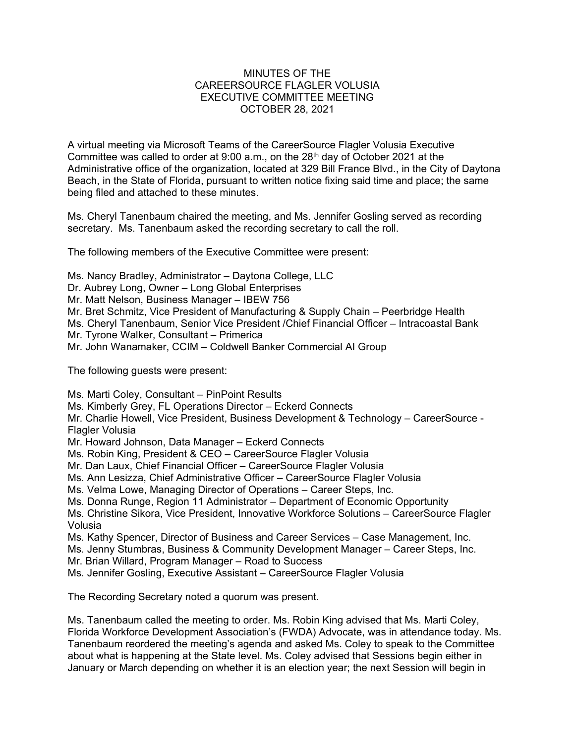# MINUTES OF THE CAREERSOURCE FLAGLER VOLUSIA EXECUTIVE COMMITTEE MEETING OCTOBER 28, 2021

A virtual meeting via Microsoft Teams of the CareerSource Flagler Volusia Executive Committee was called to order at 9:00 a.m., on the 28th day of October 2021 at the Administrative office of the organization, located at 329 Bill France Blvd., in the City of Daytona Beach, in the State of Florida, pursuant to written notice fixing said time and place; the same being filed and attached to these minutes.

Ms. Cheryl Tanenbaum chaired the meeting, and Ms. Jennifer Gosling served as recording secretary. Ms. Tanenbaum asked the recording secretary to call the roll.

The following members of the Executive Committee were present:

Ms. Nancy Bradley, Administrator – Daytona College, LLC
Dr. Aubrey Long, Owner – Long Global Enterprises
Mr. Matt Nelson, Business Manager – IBEW 756
Mr. Bret Schmitz, Vice President of Manufacturing & Supply Chain – Peerbridge Health
Ms. Cheryl Tanenbaum, Senior Vice President /Chief Financial Officer – Intracoastal Bank
Mr. Tyrone Walker, Consultant – Primerica
Mr. John Wanamaker, CCIM – Coldwell Banker Commercial AI Group

The following guests were present:

Ms. Marti Coley, Consultant – PinPoint Results
Ms. Kimberly Grey, FL Operations Director – Eckerd Connects
Mr. Charlie Howell, Vice President, Business Development & Technology – CareerSource - Flagler Volusia
Mr. Howard Johnson, Data Manager – Eckerd Connects
Ms. Robin King, President & CEO – CareerSource Flagler Volusia
Mr. Dan Laux, Chief Financial Officer – CareerSource Flagler Volusia
Ms. Ann Lesizza, Chief Administrative Officer – CareerSource Flagler Volusia
Ms. Velma Lowe, Managing Director of Operations – Career Steps, Inc.
Ms. Donna Runge, Region 11 Administrator – Department of Economic Opportunity
Ms. Christine Sikora, Vice President, Innovative Workforce Solutions – CareerSource Flagler Volusia
Ms. Kathy Spencer, Director of Business and Career Services – Case Management, Inc.
Ms. Jenny Stumbras, Business & Community Development Manager – Career Steps, Inc.
Mr. Brian Willard, Program Manager – Road to Success
Ms. Jennifer Gosling, Executive Assistant – CareerSource Flagler Volusia

The Recording Secretary noted a quorum was present.

Ms. Tanenbaum called the meeting to order. Ms. Robin King advised that Ms. Marti Coley, Florida Workforce Development Association's (FWDA) Advocate, was in attendance today. Ms. Tanenbaum reordered the meeting's agenda and asked Ms. Coley to speak to the Committee about what is happening at the State level. Ms. Coley advised that Sessions begin either in January or March depending on whether it is an election year; the next Session will begin in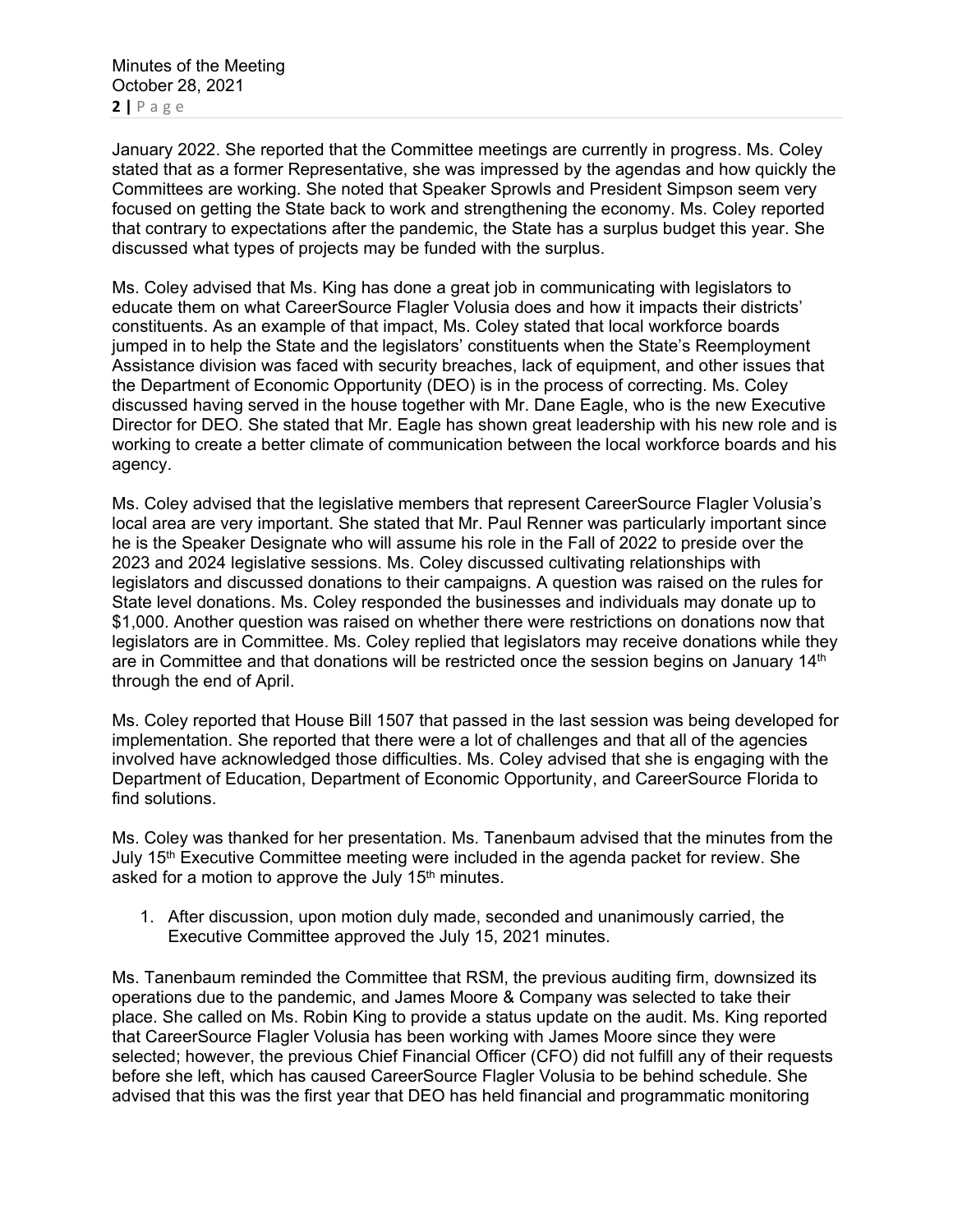January 2022. She reported that the Committee meetings are currently in progress. Ms. Coley stated that as a former Representative, she was impressed by the agendas and how quickly the Committees are working. She noted that Speaker Sprowls and President Simpson seem very focused on getting the State back to work and strengthening the economy. Ms. Coley reported that contrary to expectations after the pandemic, the State has a surplus budget this year. She discussed what types of projects may be funded with the surplus.

Ms. Coley advised that Ms. King has done a great job in communicating with legislators to educate them on what CareerSource Flagler Volusia does and how it impacts their districts' constituents. As an example of that impact, Ms. Coley stated that local workforce boards jumped in to help the State and the legislators' constituents when the State's Reemployment Assistance division was faced with security breaches, lack of equipment, and other issues that the Department of Economic Opportunity (DEO) is in the process of correcting. Ms. Coley discussed having served in the house together with Mr. Dane Eagle, who is the new Executive Director for DEO. She stated that Mr. Eagle has shown great leadership with his new role and is working to create a better climate of communication between the local workforce boards and his agency.

Ms. Coley advised that the legislative members that represent CareerSource Flagler Volusia's local area are very important. She stated that Mr. Paul Renner was particularly important since he is the Speaker Designate who will assume his role in the Fall of 2022 to preside over the 2023 and 2024 legislative sessions. Ms. Coley discussed cultivating relationships with legislators and discussed donations to their campaigns. A question was raised on the rules for State level donations. Ms. Coley responded the businesses and individuals may donate up to $1,000. Another question was raised on whether there were restrictions on donations now that legislators are in Committee. Ms. Coley replied that legislators may receive donations while they are in Committee and that donations will be restricted once the session begins on January 14th through the end of April.

Ms. Coley reported that House Bill 1507 that passed in the last session was being developed for implementation. She reported that there were a lot of challenges and that all of the agencies involved have acknowledged those difficulties. Ms. Coley advised that she is engaging with the Department of Education, Department of Economic Opportunity, and CareerSource Florida to find solutions.

Ms. Coley was thanked for her presentation. Ms. Tanenbaum advised that the minutes from the July 15th Executive Committee meeting were included in the agenda packet for review. She asked for a motion to approve the July 15th minutes.

1. After discussion, upon motion duly made, seconded and unanimously carried, the Executive Committee approved the July 15, 2021 minutes.

Ms. Tanenbaum reminded the Committee that RSM, the previous auditing firm, downsized its operations due to the pandemic, and James Moore & Company was selected to take their place. She called on Ms. Robin King to provide a status update on the audit. Ms. King reported that CareerSource Flagler Volusia has been working with James Moore since they were selected; however, the previous Chief Financial Officer (CFO) did not fulfill any of their requests before she left, which has caused CareerSource Flagler Volusia to be behind schedule. She advised that this was the first year that DEO has held financial and programmatic monitoring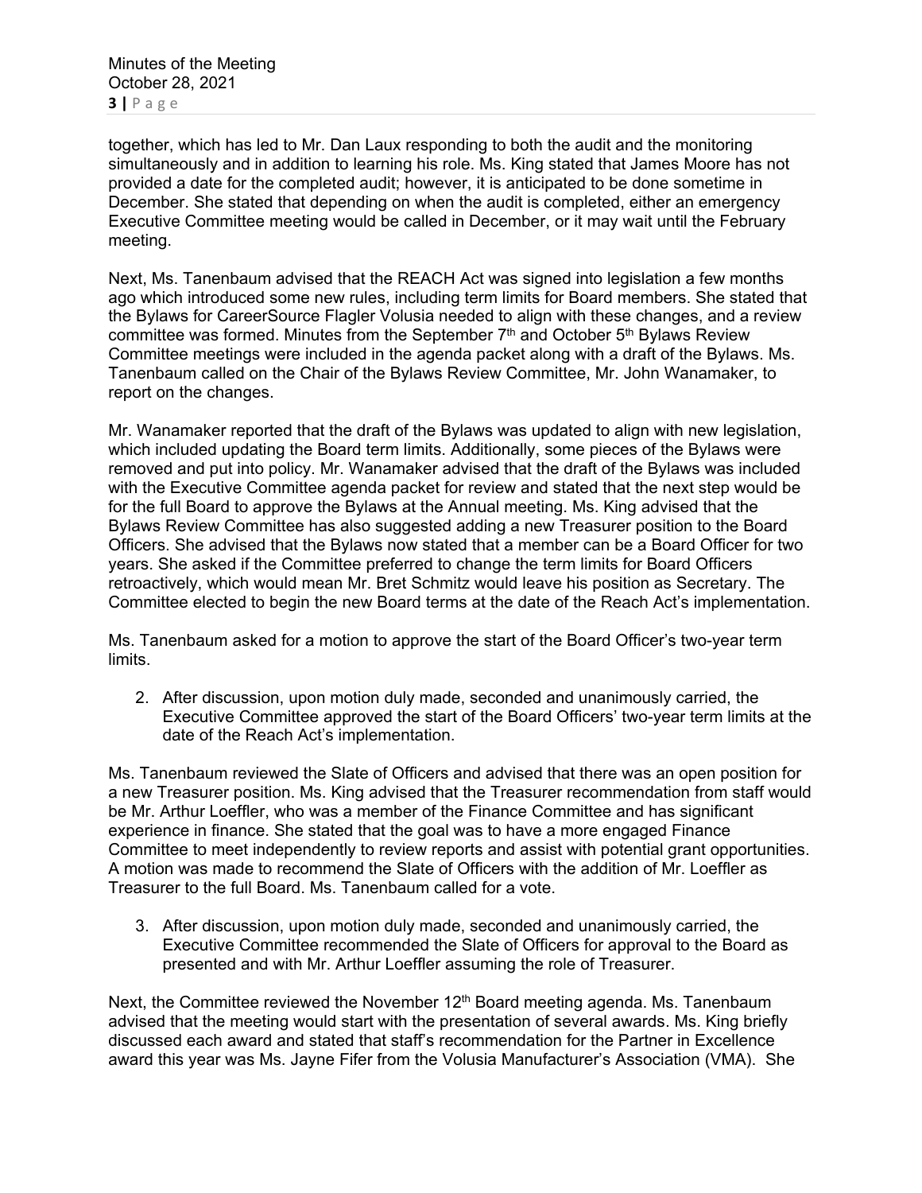together, which has led to Mr. Dan Laux responding to both the audit and the monitoring simultaneously and in addition to learning his role. Ms. King stated that James Moore has not provided a date for the completed audit; however, it is anticipated to be done sometime in December. She stated that depending on when the audit is completed, either an emergency Executive Committee meeting would be called in December, or it may wait until the February meeting.

Next, Ms. Tanenbaum advised that the REACH Act was signed into legislation a few months ago which introduced some new rules, including term limits for Board members. She stated that the Bylaws for CareerSource Flagler Volusia needed to align with these changes, and a review committee was formed. Minutes from the September 7th and October 5th Bylaws Review Committee meetings were included in the agenda packet along with a draft of the Bylaws. Ms. Tanenbaum called on the Chair of the Bylaws Review Committee, Mr. John Wanamaker, to report on the changes.

Mr. Wanamaker reported that the draft of the Bylaws was updated to align with new legislation, which included updating the Board term limits. Additionally, some pieces of the Bylaws were removed and put into policy. Mr. Wanamaker advised that the draft of the Bylaws was included with the Executive Committee agenda packet for review and stated that the next step would be for the full Board to approve the Bylaws at the Annual meeting. Ms. King advised that the Bylaws Review Committee has also suggested adding a new Treasurer position to the Board Officers. She advised that the Bylaws now stated that a member can be a Board Officer for two years. She asked if the Committee preferred to change the term limits for Board Officers retroactively, which would mean Mr. Bret Schmitz would leave his position as Secretary. The Committee elected to begin the new Board terms at the date of the Reach Act's implementation.

Ms. Tanenbaum asked for a motion to approve the start of the Board Officer's two-year term limits.

2. After discussion, upon motion duly made, seconded and unanimously carried, the Executive Committee approved the start of the Board Officers' two-year term limits at the date of the Reach Act's implementation.

Ms. Tanenbaum reviewed the Slate of Officers and advised that there was an open position for a new Treasurer position. Ms. King advised that the Treasurer recommendation from staff would be Mr. Arthur Loeffler, who was a member of the Finance Committee and has significant experience in finance. She stated that the goal was to have a more engaged Finance Committee to meet independently to review reports and assist with potential grant opportunities. A motion was made to recommend the Slate of Officers with the addition of Mr. Loeffler as Treasurer to the full Board. Ms. Tanenbaum called for a vote.

3. After discussion, upon motion duly made, seconded and unanimously carried, the Executive Committee recommended the Slate of Officers for approval to the Board as presented and with Mr. Arthur Loeffler assuming the role of Treasurer.

Next, the Committee reviewed the November 12th Board meeting agenda. Ms. Tanenbaum advised that the meeting would start with the presentation of several awards. Ms. King briefly discussed each award and stated that staff's recommendation for the Partner in Excellence award this year was Ms. Jayne Fifer from the Volusia Manufacturer's Association (VMA). She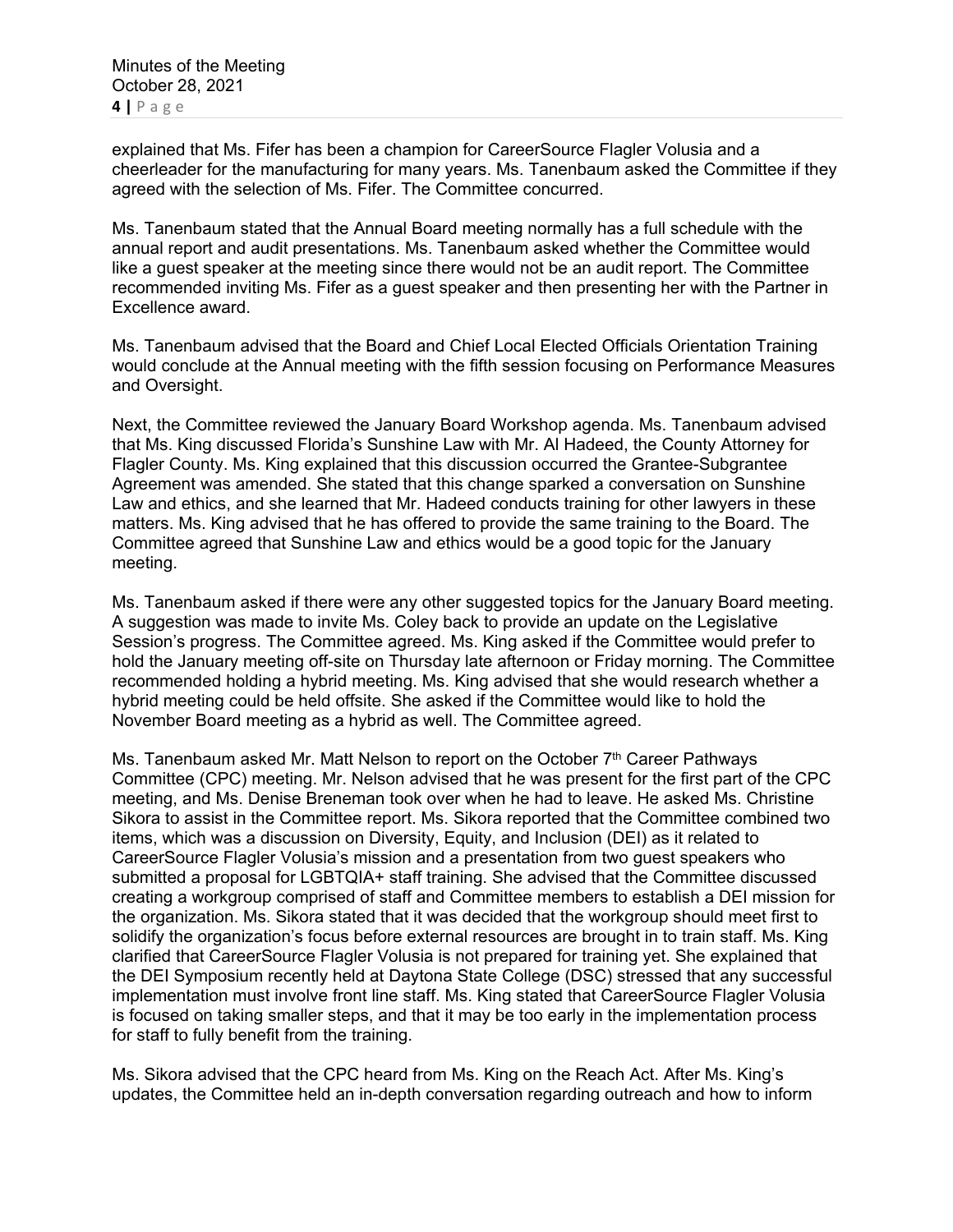explained that Ms. Fifer has been a champion for CareerSource Flagler Volusia and a cheerleader for the manufacturing for many years. Ms. Tanenbaum asked the Committee if they agreed with the selection of Ms. Fifer. The Committee concurred.

Ms. Tanenbaum stated that the Annual Board meeting normally has a full schedule with the annual report and audit presentations. Ms. Tanenbaum asked whether the Committee would like a guest speaker at the meeting since there would not be an audit report. The Committee recommended inviting Ms. Fifer as a guest speaker and then presenting her with the Partner in Excellence award.

Ms. Tanenbaum advised that the Board and Chief Local Elected Officials Orientation Training would conclude at the Annual meeting with the fifth session focusing on Performance Measures and Oversight.

Next, the Committee reviewed the January Board Workshop agenda. Ms. Tanenbaum advised that Ms. King discussed Florida's Sunshine Law with Mr. Al Hadeed, the County Attorney for Flagler County. Ms. King explained that this discussion occurred the Grantee-Subgrantee Agreement was amended. She stated that this change sparked a conversation on Sunshine Law and ethics, and she learned that Mr. Hadeed conducts training for other lawyers in these matters. Ms. King advised that he has offered to provide the same training to the Board. The Committee agreed that Sunshine Law and ethics would be a good topic for the January meeting.

Ms. Tanenbaum asked if there were any other suggested topics for the January Board meeting. A suggestion was made to invite Ms. Coley back to provide an update on the Legislative Session's progress. The Committee agreed. Ms. King asked if the Committee would prefer to hold the January meeting off-site on Thursday late afternoon or Friday morning. The Committee recommended holding a hybrid meeting. Ms. King advised that she would research whether a hybrid meeting could be held offsite. She asked if the Committee would like to hold the November Board meeting as a hybrid as well. The Committee agreed.

Ms. Tanenbaum asked Mr. Matt Nelson to report on the October 7th Career Pathways Committee (CPC) meeting. Mr. Nelson advised that he was present for the first part of the CPC meeting, and Ms. Denise Breneman took over when he had to leave. He asked Ms. Christine Sikora to assist in the Committee report. Ms. Sikora reported that the Committee combined two items, which was a discussion on Diversity, Equity, and Inclusion (DEI) as it related to CareerSource Flagler Volusia's mission and a presentation from two guest speakers who submitted a proposal for LGBTQIA+ staff training. She advised that the Committee discussed creating a workgroup comprised of staff and Committee members to establish a DEI mission for the organization. Ms. Sikora stated that it was decided that the workgroup should meet first to solidify the organization's focus before external resources are brought in to train staff. Ms. King clarified that CareerSource Flagler Volusia is not prepared for training yet. She explained that the DEI Symposium recently held at Daytona State College (DSC) stressed that any successful implementation must involve front line staff. Ms. King stated that CareerSource Flagler Volusia is focused on taking smaller steps, and that it may be too early in the implementation process for staff to fully benefit from the training.

Ms. Sikora advised that the CPC heard from Ms. King on the Reach Act. After Ms. King's updates, the Committee held an in-depth conversation regarding outreach and how to inform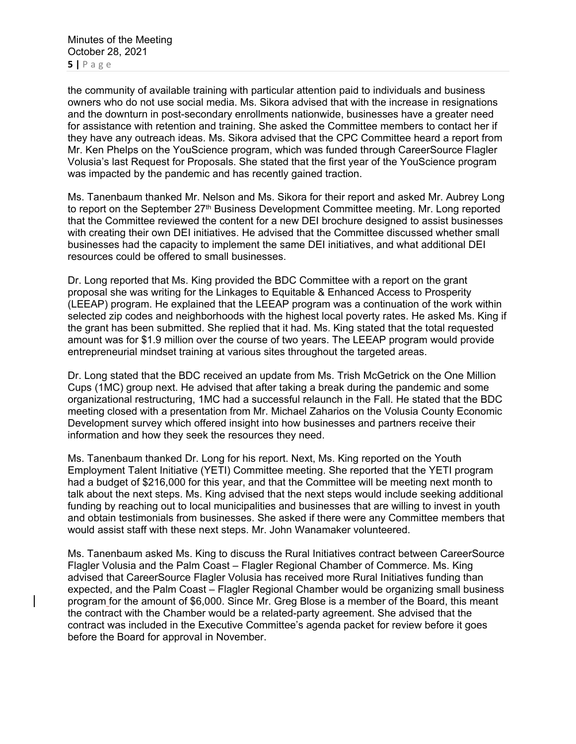the community of available training with particular attention paid to individuals and business owners who do not use social media. Ms. Sikora advised that with the increase in resignations and the downturn in post-secondary enrollments nationwide, businesses have a greater need for assistance with retention and training. She asked the Committee members to contact her if they have any outreach ideas. Ms. Sikora advised that the CPC Committee heard a report from Mr. Ken Phelps on the YouScience program, which was funded through CareerSource Flagler Volusia's last Request for Proposals. She stated that the first year of the YouScience program was impacted by the pandemic and has recently gained traction.

Ms. Tanenbaum thanked Mr. Nelson and Ms. Sikora for their report and asked Mr. Aubrey Long to report on the September 27th Business Development Committee meeting. Mr. Long reported that the Committee reviewed the content for a new DEI brochure designed to assist businesses with creating their own DEI initiatives. He advised that the Committee discussed whether small businesses had the capacity to implement the same DEI initiatives, and what additional DEI resources could be offered to small businesses.

Dr. Long reported that Ms. King provided the BDC Committee with a report on the grant proposal she was writing for the Linkages to Equitable & Enhanced Access to Prosperity (LEEAP) program. He explained that the LEEAP program was a continuation of the work within selected zip codes and neighborhoods with the highest local poverty rates. He asked Ms. King if the grant has been submitted. She replied that it had. Ms. King stated that the total requested amount was for $1.9 million over the course of two years. The LEEAP program would provide entrepreneurial mindset training at various sites throughout the targeted areas.

Dr. Long stated that the BDC received an update from Ms. Trish McGetrick on the One Million Cups (1MC) group next. He advised that after taking a break during the pandemic and some organizational restructuring, 1MC had a successful relaunch in the Fall. He stated that the BDC meeting closed with a presentation from Mr. Michael Zaharios on the Volusia County Economic Development survey which offered insight into how businesses and partners receive their information and how they seek the resources they need.

Ms. Tanenbaum thanked Dr. Long for his report. Next, Ms. King reported on the Youth Employment Talent Initiative (YETI) Committee meeting. She reported that the YETI program had a budget of $216,000 for this year, and that the Committee will be meeting next month to talk about the next steps. Ms. King advised that the next steps would include seeking additional funding by reaching out to local municipalities and businesses that are willing to invest in youth and obtain testimonials from businesses. She asked if there were any Committee members that would assist staff with these next steps. Mr. John Wanamaker volunteered.

Ms. Tanenbaum asked Ms. King to discuss the Rural Initiatives contract between CareerSource Flagler Volusia and the Palm Coast – Flagler Regional Chamber of Commerce. Ms. King advised that CareerSource Flagler Volusia has received more Rural Initiatives funding than expected, and the Palm Coast – Flagler Regional Chamber would be organizing small business program for the amount of $6,000. Since Mr. Greg Blose is a member of the Board, this meant the contract with the Chamber would be a related-party agreement. She advised that the contract was included in the Executive Committee's agenda packet for review before it goes before the Board for approval in November.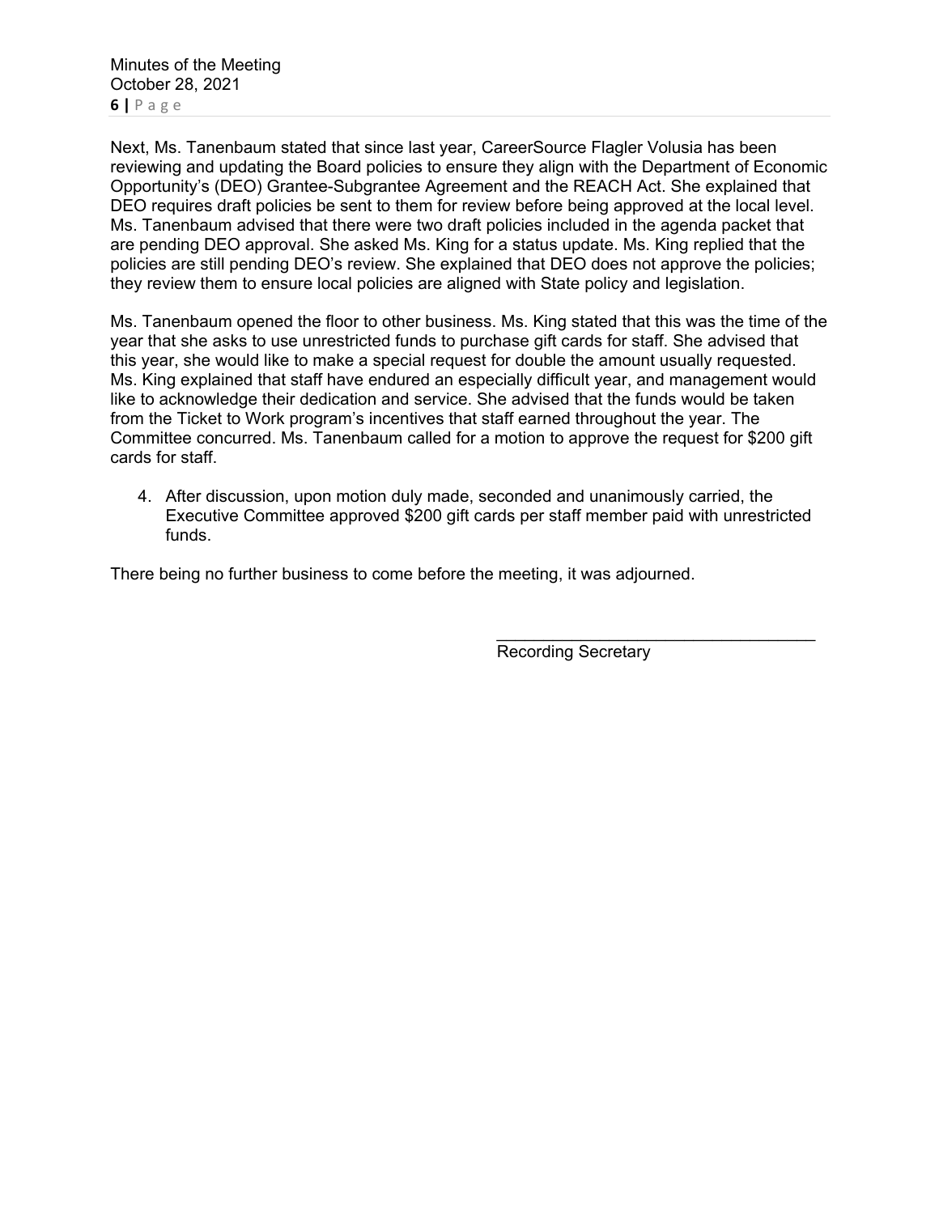Next, Ms. Tanenbaum stated that since last year, CareerSource Flagler Volusia has been reviewing and updating the Board policies to ensure they align with the Department of Economic Opportunity's (DEO) Grantee-Subgrantee Agreement and the REACH Act. She explained that DEO requires draft policies be sent to them for review before being approved at the local level. Ms. Tanenbaum advised that there were two draft policies included in the agenda packet that are pending DEO approval. She asked Ms. King for a status update. Ms. King replied that the policies are still pending DEO's review. She explained that DEO does not approve the policies; they review them to ensure local policies are aligned with State policy and legislation.

Ms. Tanenbaum opened the floor to other business. Ms. King stated that this was the time of the year that she asks to use unrestricted funds to purchase gift cards for staff. She advised that this year, she would like to make a special request for double the amount usually requested. Ms. King explained that staff have endured an especially difficult year, and management would like to acknowledge their dedication and service. She advised that the funds would be taken from the Ticket to Work program's incentives that staff earned throughout the year. The Committee concurred. Ms. Tanenbaum called for a motion to approve the request for $200 gift cards for staff.

4. After discussion, upon motion duly made, seconded and unanimously carried, the Executive Committee approved $200 gift cards per staff member paid with unrestricted funds.

There being no further business to come before the meeting, it was adjourned.

\_\_\_\_\_\_\_\_\_\_\_\_\_\_\_\_\_\_\_\_\_\_\_\_\_\_\_\_\_\_\_\_\_\_

Recording Secretary